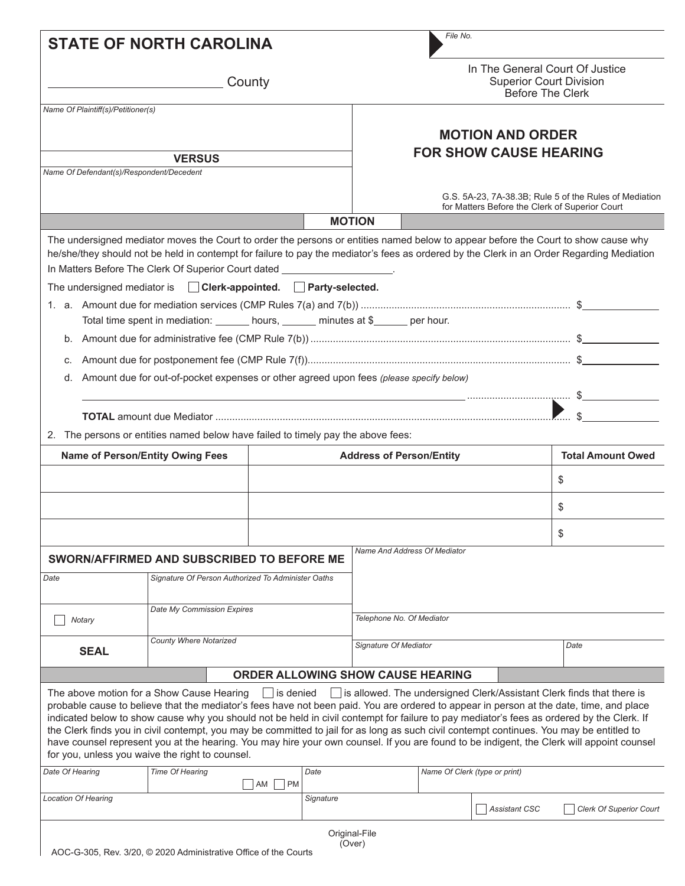# STATE OF NORTH CAROLINA

_________________________ County

*File No.*

In The General Court Of Justice
Superior Court Division
Before The Clerk

*Name Of Plaintiff(s)/Petitioner(s)*

**VERSUS**

*Name Of Defendant(s)/Respondent/Decedent*

## MOTION AND ORDER FOR SHOW CAUSE HEARING

G.S. 5A-23, 7A-38.3B; Rule 5 of the Rules of Mediation for Matters Before the Clerk of Superior Court

### MOTION

The undersigned mediator moves the Court to order the persons or entities named below to appear before the Court to show cause why he/she/they should not be held in contempt for failure to pay the mediator's fees as ordered by the Clerk in an Order Regarding Mediation In Matters Before The Clerk Of Superior Court dated __________________.

The undersigned mediator is ☐ **Clerk-appointed.** ☐ **Party-selected.**

1. a. Amount due for mediation services (CMP Rules 7(a) and 7(b)) .......... $__________
   Total time spent in mediation: ______ hours, ______ minutes at $______ per hour.
   b. Amount due for administrative fee (CMP Rule 7(b)) .......... $__________
   c. Amount due for postponement fee (CMP Rule 7(f)) .......... $__________
   d. Amount due for out-of-pocket expenses or other agreed upon fees *(please specify below)*
   ______________________________________________ .......... $__________
   **TOTAL** amount due Mediator .......... $__________
2. The persons or entities named below have failed to timely pay the above fees:

| Name of Person/Entity Owing Fees | Address of Person/Entity | Total Amount Owed |
|---|---|---|
| | | $ |
| | | $ |
| | | $ |

**SWORN/AFFIRMED AND SUBSCRIBED TO BEFORE ME**

| *Date* | *Signature Of Person Authorized To Administer Oaths* |
|---|---|
| ☐ *Notary* | *Date My Commission Expires* |
| **SEAL** | *County Where Notarized* |

*Name And Address Of Mediator*

*Telephone No. Of Mediator*

*Signature Of Mediator* | *Date*

### ORDER ALLOWING SHOW CAUSE HEARING

The above motion for a Show Cause Hearing ☐ is denied ☐ is allowed. The undersigned Clerk/Assistant Clerk finds that there is probable cause to believe that the mediator's fees have not been paid. You are ordered to appear in person at the date, time, and place indicated below to show cause why you should not be held in civil contempt for failure to pay mediator's fees as ordered by the Clerk. If the Clerk finds you in civil contempt, you may be committed to jail for as long as such civil contempt continues. You may be entitled to have counsel represent you at the hearing. You may hire your own counsel. If you are found to be indigent, the Clerk will appoint counsel for you, unless you waive the right to counsel.

| *Date Of Hearing* | *Time Of Hearing* ☐ AM ☐ PM | *Date* | *Name Of Clerk (type or print)* |
|---|---|---|---|
| *Location Of Hearing* | | *Signature* | ☐ *Assistant CSC* ☐ *Clerk Of Superior Court* |

Original-File
(Over)

AOC-G-305, Rev. 3/20, © 2020 Administrative Office of the Courts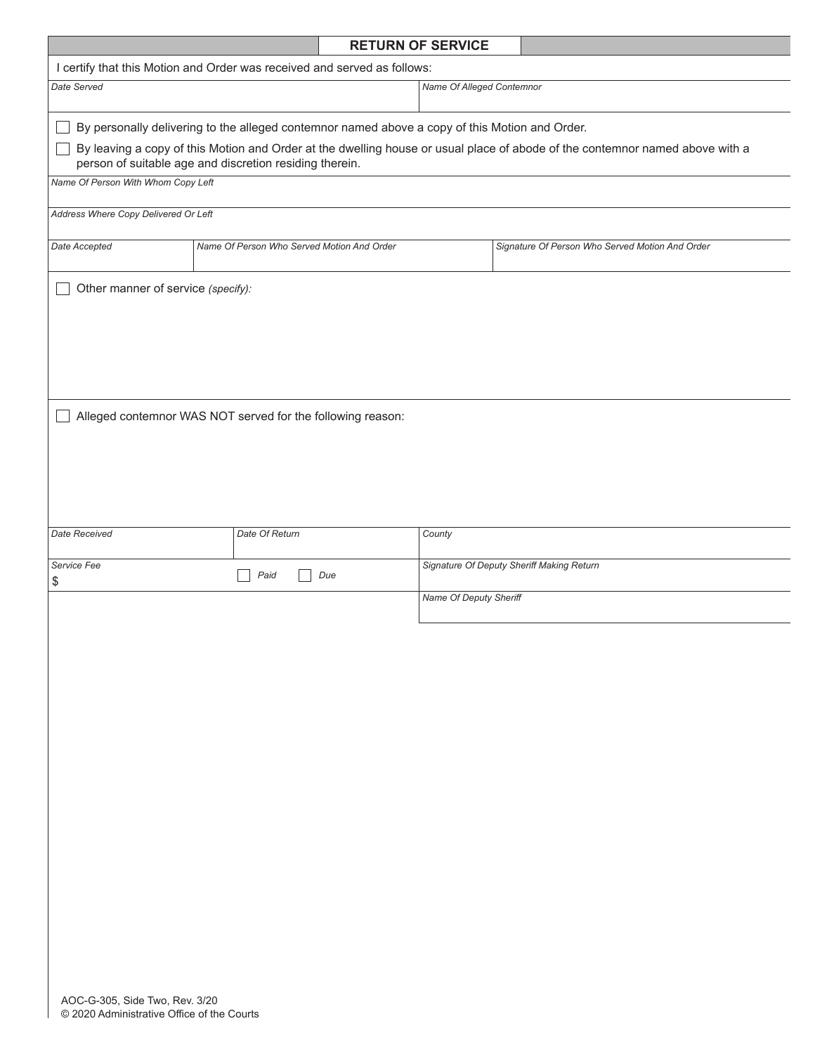## RETURN OF SERVICE

I certify that this Motion and Order was received and served as follows:

| *Date Served* | *Name Of Alleged Contemnor* |
|---|---|
| | |

☐ By personally delivering to the alleged contemnor named above a copy of this Motion and Order.

☐ By leaving a copy of this Motion and Order at the dwelling house or usual place of abode of the contemnor named above with a person of suitable age and discretion residing therein.

*Name Of Person With Whom Copy Left*

*Address Where Copy Delivered Or Left*

| *Date Accepted* | *Name Of Person Who Served Motion And Order* | *Signature Of Person Who Served Motion And Order* |
|---|---|---|
| | | |

☐ Other manner of service *(specify):*

☐ Alleged contemnor WAS NOT served for the following reason:

| *Date Received* | *Date Of Return* | *County* |
|---|---|---|
| | | |
| *Service Fee* $ | ☐ *Paid* ☐ *Due* | *Signature Of Deputy Sheriff Making Return* |
| | | *Name Of Deputy Sheriff* |

AOC-G-305, Side Two, Rev. 3/20
© 2020 Administrative Office of the Courts